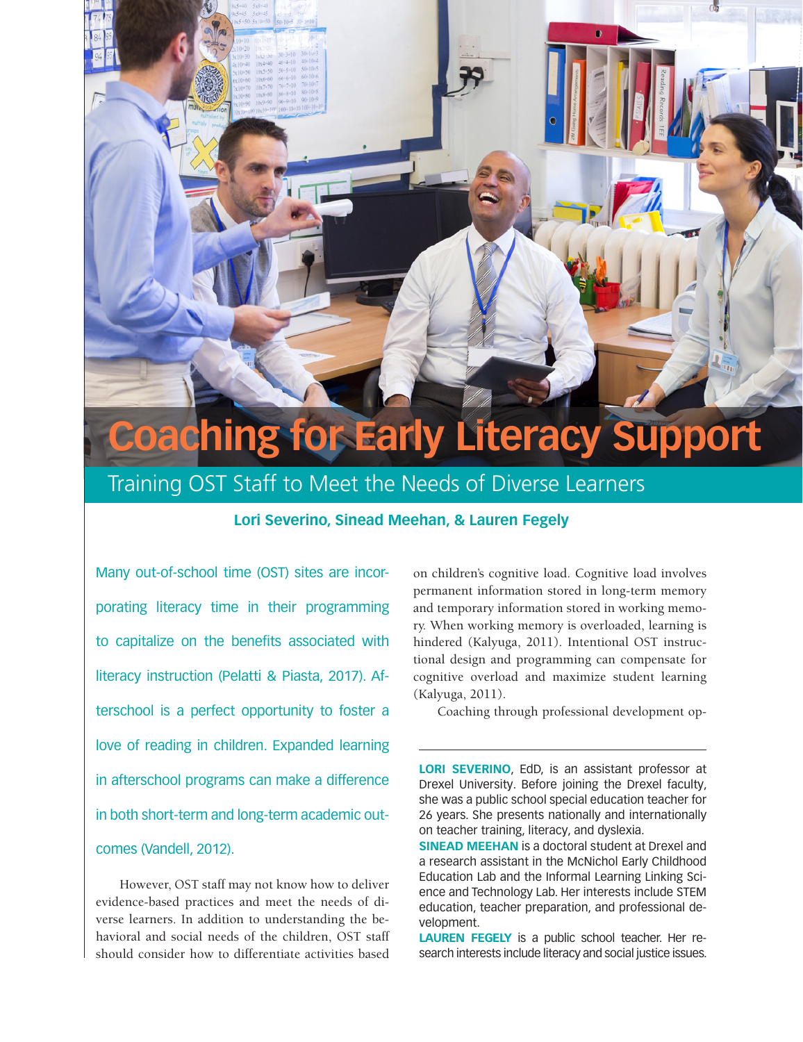# Coaching for Early Literacy Support

## Training OST Staff to Meet the Needs of Diverse Learners

**Lori Severino, Sinead Meehan, & Lauren Fegely**

Many out-of-school time (OST) sites are incorporating literacy time in their programming to capitalize on the benefits associated with literacy instruction (Pelatti & Piasta, 2017). Afterschool is a perfect opportunity to foster a love of reading in children. Expanded learning in afterschool programs can make a difference in both short-term and long-term academic outcomes (Vandell, 2012).

However, OST staff may not know how to deliver evidence-based practices and meet the needs of diverse learners. In addition to understanding the behavioral and social needs of the children, OST staff should consider how to differentiate activities based on children's cognitive load. Cognitive load involves permanent information stored in long-term memory and temporary information stored in working memory. When working memory is overloaded, learning is hindered (Kalyuga, 2011). Intentional OST instructional design and programming can compensate for cognitive overload and maximize student learning (Kalyuga, 2011).

Coaching through professional development op-

---

**LORI SEVERINO**, EdD, is an assistant professor at Drexel University. Before joining the Drexel faculty, she was a public school special education teacher for 26 years. She presents nationally and internationally on teacher training, literacy, and dyslexia.

**SINEAD MEEHAN** is a doctoral student at Drexel and a research assistant in the McNichol Early Childhood Education Lab and the Informal Learning Linking Science and Technology Lab. Her interests include STEM education, teacher preparation, and professional development.

**LAUREN FEGELY** is a public school teacher. Her research interests include literacy and social justice issues.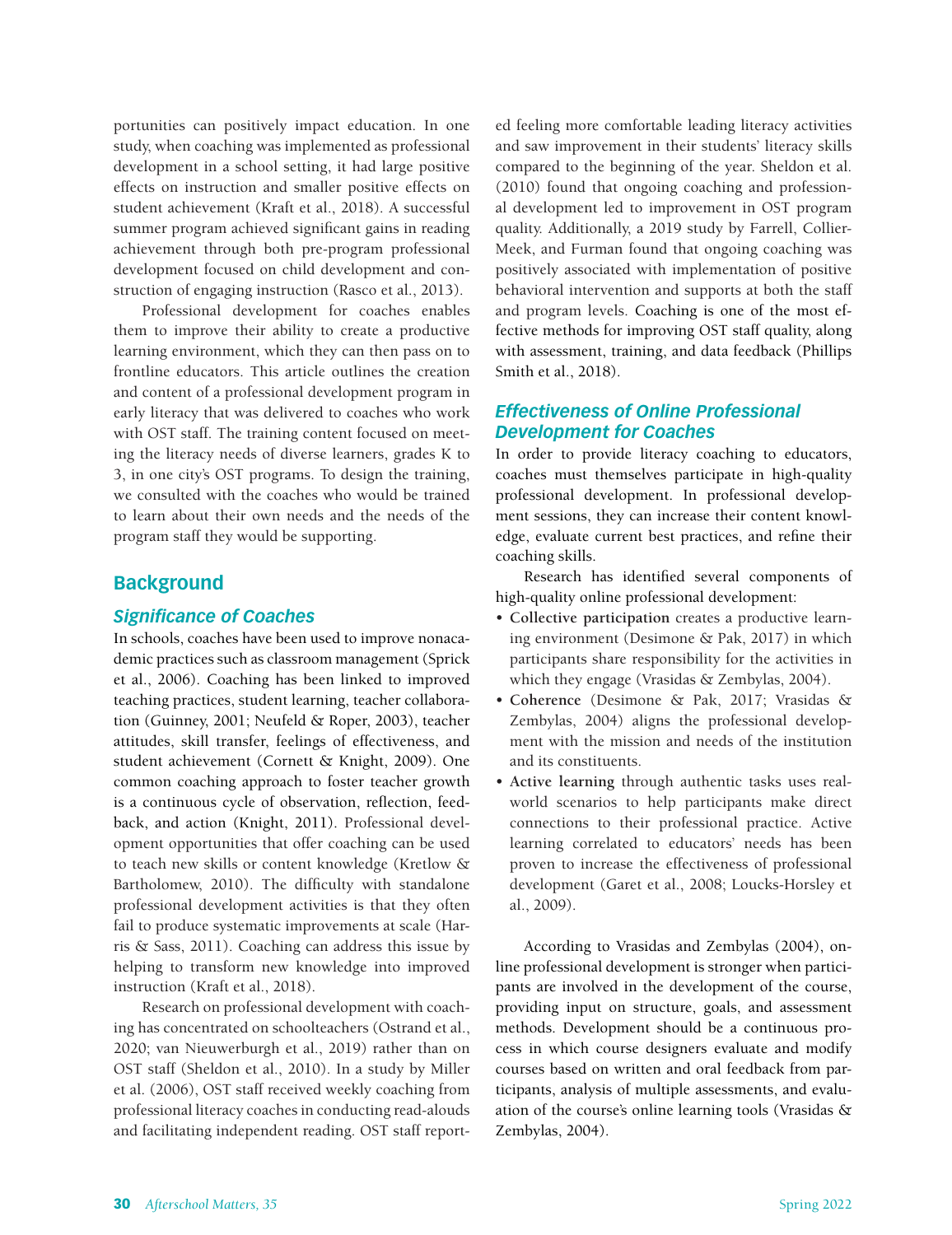portunities can positively impact education. In one study, when coaching was implemented as professional development in a school setting, it had large positive effects on instruction and smaller positive effects on student achievement (Kraft et al., 2018). A successful summer program achieved significant gains in reading achievement through both pre-program professional development focused on child development and construction of engaging instruction (Rasco et al., 2013).

Professional development for coaches enables them to improve their ability to create a productive learning environment, which they can then pass on to frontline educators. This article outlines the creation and content of a professional development program in early literacy that was delivered to coaches who work with OST staff. The training content focused on meeting the literacy needs of diverse learners, grades K to 3, in one city's OST programs. To design the training, we consulted with the coaches who would be trained to learn about their own needs and the needs of the program staff they would be supporting.

## Background

### *Significance of Coaches*

In schools, coaches have been used to improve nonacademic practices such as classroom management (Sprick et al., 2006). Coaching has been linked to improved teaching practices, student learning, teacher collaboration (Guinney, 2001; Neufeld & Roper, 2003), teacher attitudes, skill transfer, feelings of effectiveness, and student achievement (Cornett & Knight, 2009). One common coaching approach to foster teacher growth is a continuous cycle of observation, reflection, feedback, and action (Knight, 2011). Professional development opportunities that offer coaching can be used to teach new skills or content knowledge (Kretlow & Bartholomew, 2010). The difficulty with standalone professional development activities is that they often fail to produce systematic improvements at scale (Harris & Sass, 2011). Coaching can address this issue by helping to transform new knowledge into improved instruction (Kraft et al., 2018).

Research on professional development with coaching has concentrated on schoolteachers (Ostrand et al., 2020; van Nieuwerburgh et al., 2019) rather than on OST staff (Sheldon et al., 2010). In a study by Miller et al. (2006), OST staff received weekly coaching from professional literacy coaches in conducting read-alouds and facilitating independent reading. OST staff reported feeling more comfortable leading literacy activities and saw improvement in their students' literacy skills compared to the beginning of the year. Sheldon et al. (2010) found that ongoing coaching and professional development led to improvement in OST program quality. Additionally, a 2019 study by Farrell, Collier-Meek, and Furman found that ongoing coaching was positively associated with implementation of positive behavioral intervention and supports at both the staff and program levels. Coaching is one of the most effective methods for improving OST staff quality, along with assessment, training, and data feedback (Phillips Smith et al., 2018).

### *Effectiveness of Online Professional Development for Coaches*

In order to provide literacy coaching to educators, coaches must themselves participate in high-quality professional development. In professional development sessions, they can increase their content knowledge, evaluate current best practices, and refine their coaching skills.

Research has identified several components of high-quality online professional development:

- **Collective participation** creates a productive learning environment (Desimone & Pak, 2017) in which participants share responsibility for the activities in which they engage (Vrasidas & Zembylas, 2004).
- **Coherence** (Desimone & Pak, 2017; Vrasidas & Zembylas, 2004) aligns the professional development with the mission and needs of the institution and its constituents.
- **Active learning** through authentic tasks uses real-world scenarios to help participants make direct connections to their professional practice. Active learning correlated to educators' needs has been proven to increase the effectiveness of professional development (Garet et al., 2008; Loucks-Horsley et al., 2009).

According to Vrasidas and Zembylas (2004), online professional development is stronger when participants are involved in the development of the course, providing input on structure, goals, and assessment methods. Development should be a continuous process in which course designers evaluate and modify courses based on written and oral feedback from participants, analysis of multiple assessments, and evaluation of the course's online learning tools (Vrasidas & Zembylas, 2004).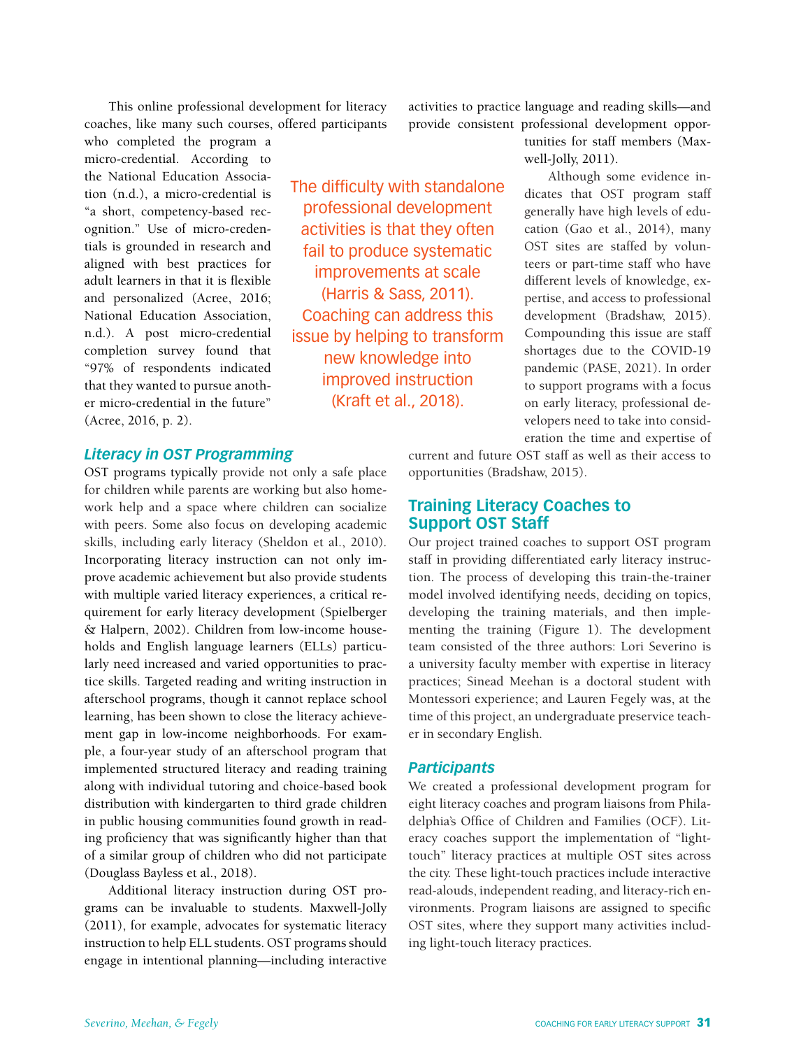This online professional development for literacy coaches, like many such courses, offered participants who completed the program a micro-credential. According to the National Education Association (n.d.), a micro-credential is "a short, competency-based recognition." Use of micro-credentials is grounded in research and aligned with best practices for adult learners in that it is flexible and personalized (Acree, 2016; National Education Association, n.d.). A post micro-credential completion survey found that "97% of respondents indicated that they wanted to pursue another micro-credential in the future" (Acree, 2016, p. 2).

> The difficulty with standalone professional development activities is that they often fail to produce systematic improvements at scale (Harris & Sass, 2011). Coaching can address this issue by helping to transform new knowledge into improved instruction (Kraft et al., 2018).

### *Literacy in OST Programming*

OST programs typically provide not only a safe place for children while parents are working but also homework help and a space where children can socialize with peers. Some also focus on developing academic skills, including early literacy (Sheldon et al., 2010). Incorporating literacy instruction can not only improve academic achievement but also provide students with multiple varied literacy experiences, a critical requirement for early literacy development (Spielberger & Halpern, 2002). Children from low-income households and English language learners (ELLs) particularly need increased and varied opportunities to practice skills. Targeted reading and writing instruction in afterschool programs, though it cannot replace school learning, has been shown to close the literacy achievement gap in low-income neighborhoods. For example, a four-year study of an afterschool program that implemented structured literacy and reading training along with individual tutoring and choice-based book distribution with kindergarten to third grade children in public housing communities found growth in reading proficiency that was significantly higher than that of a similar group of children who did not participate (Douglass Bayless et al., 2018).

Additional literacy instruction during OST programs can be invaluable to students. Maxwell-Jolly (2011), for example, advocates for systematic literacy instruction to help ELL students. OST programs should engage in intentional planning—including interactive activities to practice language and reading skills—and provide consistent professional development opportunities for staff members (Maxwell-Jolly, 2011).

Although some evidence indicates that OST program staff generally have high levels of education (Gao et al., 2014), many OST sites are staffed by volunteers or part-time staff who have different levels of knowledge, expertise, and access to professional development (Bradshaw, 2015). Compounding this issue are staff shortages due to the COVID-19 pandemic (PASE, 2021). In order to support programs with a focus on early literacy, professional developers need to take into consideration the time and expertise of current and future OST staff as well as their access to opportunities (Bradshaw, 2015).

## Training Literacy Coaches to Support OST Staff

Our project trained coaches to support OST program staff in providing differentiated early literacy instruction. The process of developing this train-the-trainer model involved identifying needs, deciding on topics, developing the training materials, and then implementing the training (Figure 1). The development team consisted of the three authors: Lori Severino is a university faculty member with expertise in literacy practices; Sinead Meehan is a doctoral student with Montessori experience; and Lauren Fegely was, at the time of this project, an undergraduate preservice teacher in secondary English.

### *Participants*

We created a professional development program for eight literacy coaches and program liaisons from Philadelphia's Office of Children and Families (OCF). Literacy coaches support the implementation of "light-touch" literacy practices at multiple OST sites across the city. These light-touch practices include interactive read-alouds, independent reading, and literacy-rich environments. Program liaisons are assigned to specific OST sites, where they support many activities including light-touch literacy practices.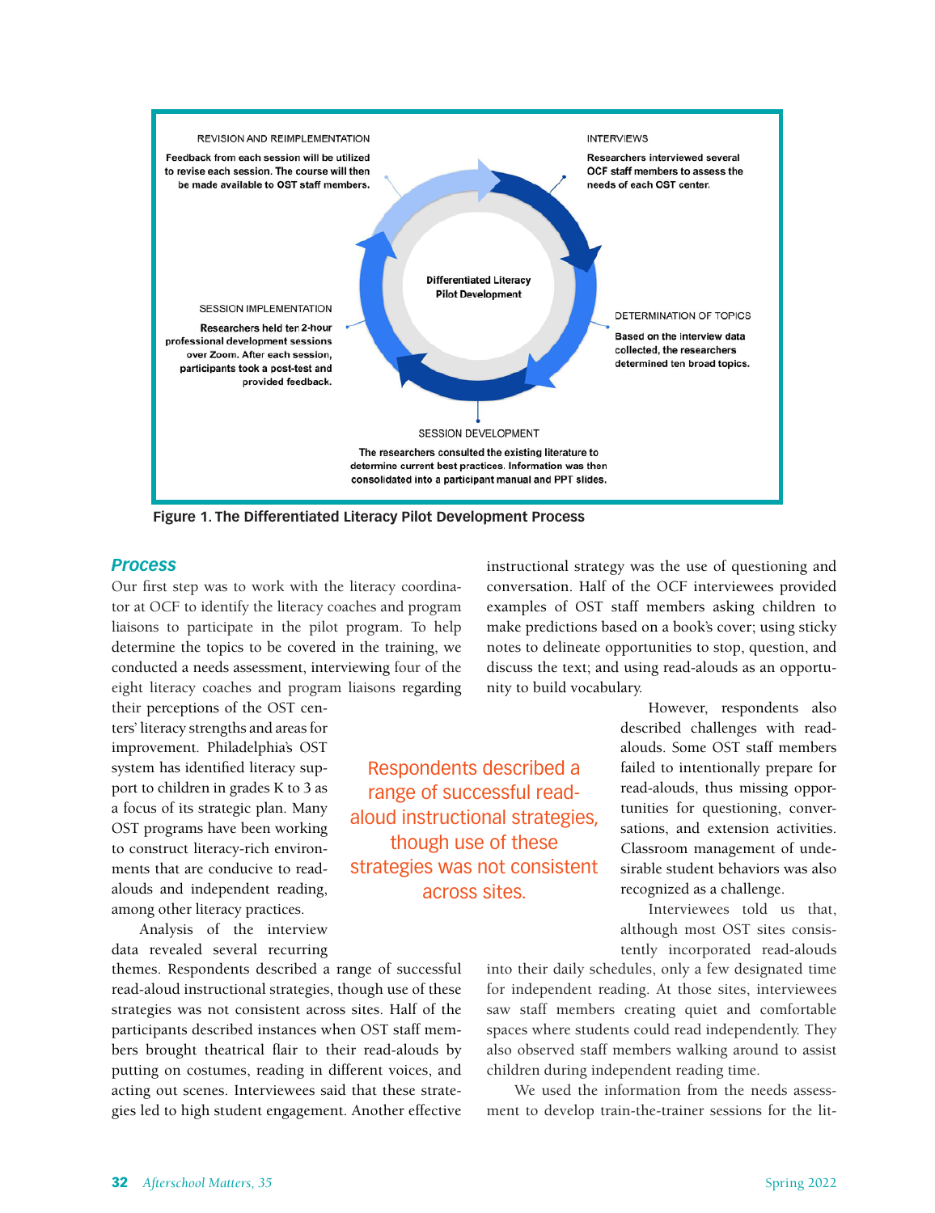REVISION AND REIMPLEMENTATION

Feedback from each session will be utilized to revise each session. The course will then be made available to OST staff members.

INTERVIEWS

Researchers interviewed several OCF staff members to assess the needs of each OST center.

Differentiated Literacy Pilot Development

SESSION IMPLEMENTATION

Researchers held ten 2-hour professional development sessions over Zoom. After each session, participants took a post-test and provided feedback.

DETERMINATION OF TOPICS

Based on the interview data collected, the researchers determined ten broad topics.

SESSION DEVELOPMENT

The researchers consulted the existing literature to determine current best practices. Information was then consolidated into a participant manual and PPT slides.

**Figure 1. The Differentiated Literacy Pilot Development Process**

## *Process*

Our first step was to work with the literacy coordinator at OCF to identify the literacy coaches and program liaisons to participate in the pilot program. To help determine the topics to be covered in the training, we conducted a needs assessment, interviewing four of the eight literacy coaches and program liaisons regarding their perceptions of the OST centers' literacy strengths and areas for improvement. Philadelphia's OST system has identified literacy support to children in grades K to 3 as a focus of its strategic plan. Many OST programs have been working to construct literacy-rich environments that are conducive to read-alouds and independent reading, among other literacy practices.

Analysis of the interview data revealed several recurring themes. Respondents described a range of successful read-aloud instructional strategies, though use of these strategies was not consistent across sites. Half of the participants described instances when OST staff members brought theatrical flair to their read-alouds by putting on costumes, reading in different voices, and acting out scenes. Interviewees said that these strategies led to high student engagement. Another effective instructional strategy was the use of questioning and conversation. Half of the OCF interviewees provided examples of OST staff members asking children to make predictions based on a book's cover; using sticky notes to delineate opportunities to stop, question, and discuss the text; and using read-alouds as an opportunity to build vocabulary.

> Respondents described a range of successful read-aloud instructional strategies, though use of these strategies was not consistent across sites.

However, respondents also described challenges with read-alouds. Some OST staff members failed to intentionally prepare for read-alouds, thus missing opportunities for questioning, conversations, and extension activities. Classroom management of undesirable student behaviors was also recognized as a challenge.

Interviewees told us that, although most OST sites consistently incorporated read-alouds into their daily schedules, only a few designated time for independent reading. At those sites, interviewees saw staff members creating quiet and comfortable spaces where students could read independently. They also observed staff members walking around to assist children during independent reading time.

We used the information from the needs assessment to develop train-the-trainer sessions for the lit-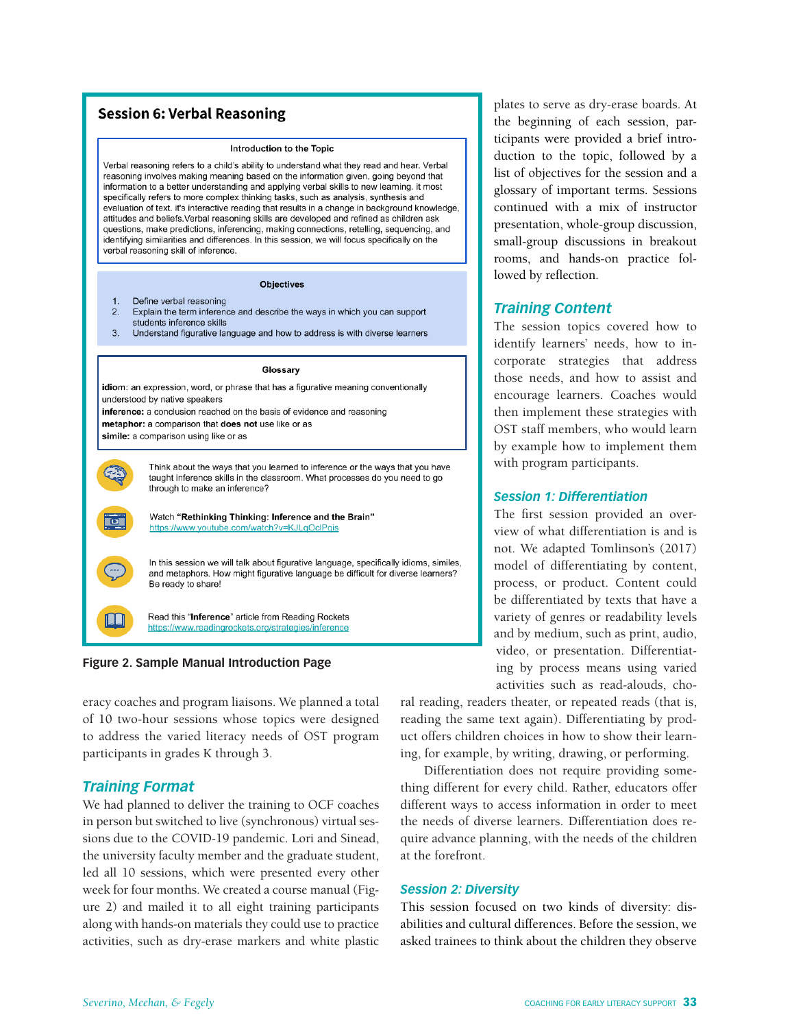## Session 6: Verbal Reasoning

**Introduction to the Topic**

Verbal reasoning refers to a child's ability to understand what they read and hear. Verbal reasoning involves making meaning based on the information given, going beyond that information to a better understanding and applying verbal skills to new learning. it most specifically refers to more complex thinking tasks, such as analysis, synthesis and evaluation of text. it's interactive reading that results in a change in background knowledge, attitudes and beliefs.Verbal reasoning skills are developed and refined as children ask questions, make predictions, inferencing, making connections, retelling, sequencing, and identifying similarities and differences. In this session, we will focus specifically on the verbal reasoning skill of inference.

**Objectives**

1. Define verbal reasoning
2. Explain the term inference and describe the ways in which you can support students inference skills
3. Understand figurative language and how to address is with diverse learners

**Glossary**

**idiom**: an expression, word, or phrase that has a figurative meaning conventionally understood by native speakers
**inference:** a conclusion reached on the basis of evidence and reasoning
**metaphor:** a comparison that **does not** use like or as
**simile:** a comparison using like or as

Think about the ways that you learned to inference or the ways that you have taught inference skills in the classroom. What processes do you need to go through to make an inference?

Watch **"Rethinking Thinking: Inference and the Brain"**
https://www.youtube.com/watch?v=KJLqOclPqis

In this session we will talk about figurative language, specifically idioms, similes, and metaphors. How might figurative language be difficult for diverse learners? Be ready to share!

Read this "**Inference**" article from Reading Rockets
https://www.readingrockets.org/strategies/inference

**Figure 2. Sample Manual Introduction Page**

eracy coaches and program liaisons. We planned a total of 10 two-hour sessions whose topics were designed to address the varied literacy needs of OST program participants in grades K through 3.

## Training Format

We had planned to deliver the training to OCF coaches in person but switched to live (synchronous) virtual sessions due to the COVID-19 pandemic. Lori and Sinead, the university faculty member and the graduate student, led all 10 sessions, which were presented every other week for four months. We created a course manual (Figure 2) and mailed it to all eight training participants along with hands-on materials they could use to practice activities, such as dry-erase markers and white plastic plates to serve as dry-erase boards. At the beginning of each session, participants were provided a brief introduction to the topic, followed by a list of objectives for the session and a glossary of important terms. Sessions continued with a mix of instructor presentation, whole-group discussion, small-group discussions in breakout rooms, and hands-on practice followed by reflection.

## Training Content

The session topics covered how to identify learners' needs, how to incorporate strategies that address those needs, and how to assist and encourage learners. Coaches would then implement these strategies with OST staff members, who would learn by example how to implement them with program participants.

### Session 1: Differentiation

The first session provided an overview of what differentiation is and is not. We adapted Tomlinson's (2017) model of differentiating by content, process, or product. Content could be differentiated by texts that have a variety of genres or readability levels and by medium, such as print, audio, video, or presentation. Differentiating by process means using varied activities such as read-alouds, choral reading, readers theater, or repeated reads (that is, reading the same text again). Differentiating by product offers children choices in how to show their learning, for example, by writing, drawing, or performing.

Differentiation does not require providing something different for every child. Rather, educators offer different ways to access information in order to meet the needs of diverse learners. Differentiation does require advance planning, with the needs of the children at the forefront.

### Session 2: Diversity

This session focused on two kinds of diversity: disabilities and cultural differences. Before the session, we asked trainees to think about the children they observe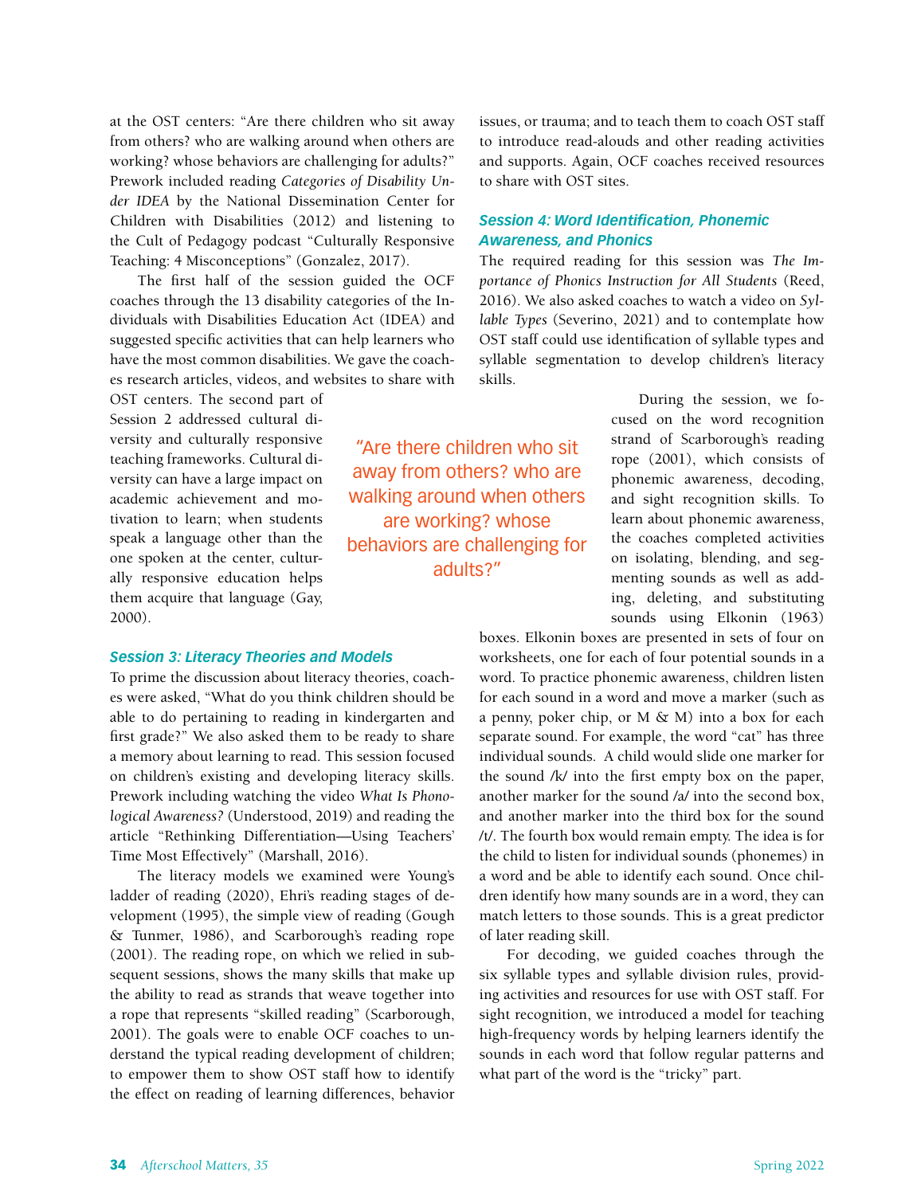at the OST centers: "Are there children who sit away from others? who are walking around when others are working? whose behaviors are challenging for adults?" Prework included reading *Categories of Disability Under IDEA* by the National Dissemination Center for Children with Disabilities (2012) and listening to the Cult of Pedagogy podcast "Culturally Responsive Teaching: 4 Misconceptions" (Gonzalez, 2017).

The first half of the session guided the OCF coaches through the 13 disability categories of the Individuals with Disabilities Education Act (IDEA) and suggested specific activities that can help learners who have the most common disabilities. We gave the coaches research articles, videos, and websites to share with OST centers. The second part of Session 2 addressed cultural diversity and culturally responsive teaching frameworks. Cultural diversity can have a large impact on academic achievement and motivation to learn; when students speak a language other than the one spoken at the center, culturally responsive education helps them acquire that language (Gay, 2000).

> "Are there children who sit away from others? who are walking around when others are working? whose behaviors are challenging for adults?"

### Session 3: Literacy Theories and Models

To prime the discussion about literacy theories, coaches were asked, "What do you think children should be able to do pertaining to reading in kindergarten and first grade?" We also asked them to be ready to share a memory about learning to read. This session focused on children's existing and developing literacy skills. Prework including watching the video *What Is Phonological Awareness?* (Understood, 2019) and reading the article "Rethinking Differentiation—Using Teachers' Time Most Effectively" (Marshall, 2016).

The literacy models we examined were Young's ladder of reading (2020), Ehri's reading stages of development (1995), the simple view of reading (Gough & Tunmer, 1986), and Scarborough's reading rope (2001). The reading rope, on which we relied in subsequent sessions, shows the many skills that make up the ability to read as strands that weave together into a rope that represents "skilled reading" (Scarborough, 2001). The goals were to enable OCF coaches to understand the typical reading development of children; to empower them to show OST staff how to identify the effect on reading of learning differences, behavior issues, or trauma; and to teach them to coach OST staff to introduce read-alouds and other reading activities and supports. Again, OCF coaches received resources to share with OST sites.

### Session 4: Word Identification, Phonemic Awareness, and Phonics

The required reading for this session was *The Importance of Phonics Instruction for All Students* (Reed, 2016). We also asked coaches to watch a video on *Syllable Types* (Severino, 2021) and to contemplate how OST staff could use identification of syllable types and syllable segmentation to develop children's literacy skills.

During the session, we focused on the word recognition strand of Scarborough's reading rope (2001), which consists of phonemic awareness, decoding, and sight recognition skills. To learn about phonemic awareness, the coaches completed activities on isolating, blending, and segmenting sounds as well as adding, deleting, and substituting sounds using Elkonin (1963) boxes. Elkonin boxes are presented in sets of four on worksheets, one for each of four potential sounds in a word. To practice phonemic awareness, children listen for each sound in a word and move a marker (such as a penny, poker chip, or M & M) into a box for each separate sound. For example, the word "cat" has three individual sounds. A child would slide one marker for the sound /k/ into the first empty box on the paper, another marker for the sound /a/ into the second box, and another marker into the third box for the sound /t/. The fourth box would remain empty. The idea is for the child to listen for individual sounds (phonemes) in a word and be able to identify each sound. Once children identify how many sounds are in a word, they can match letters to those sounds. This is a great predictor of later reading skill.

For decoding, we guided coaches through the six syllable types and syllable division rules, providing activities and resources for use with OST staff. For sight recognition, we introduced a model for teaching high-frequency words by helping learners identify the sounds in each word that follow regular patterns and what part of the word is the "tricky" part.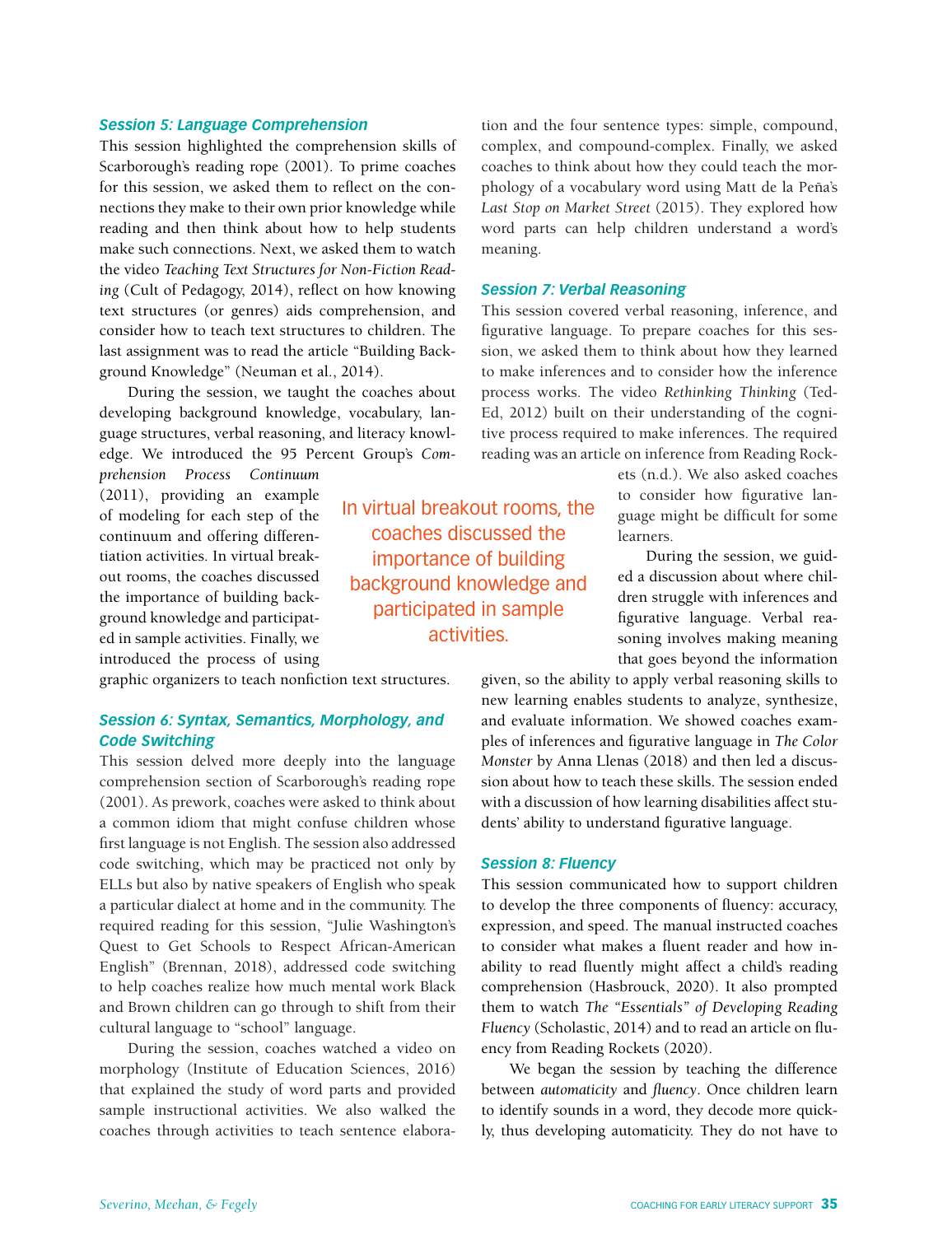### *Session 5: Language Comprehension*

This session highlighted the comprehension skills of Scarborough's reading rope (2001). To prime coaches for this session, we asked them to reflect on the connections they make to their own prior knowledge while reading and then think about how to help students make such connections. Next, we asked them to watch the video *Teaching Text Structures for Non-Fiction Reading* (Cult of Pedagogy, 2014), reflect on how knowing text structures (or genres) aids comprehension, and consider how to teach text structures to children. The last assignment was to read the article "Building Background Knowledge" (Neuman et al., 2014).

During the session, we taught the coaches about developing background knowledge, vocabulary, language structures, verbal reasoning, and literacy knowledge. We introduced the 95 Percent Group's *Comprehension Process Continuum* (2011), providing an example of modeling for each step of the continuum and offering differentiation activities. In virtual breakout rooms, the coaches discussed the importance of building background knowledge and participated in sample activities. Finally, we introduced the process of using graphic organizers to teach nonfiction text structures.

> In virtual breakout rooms, the coaches discussed the importance of building background knowledge and participated in sample activities.

### *Session 6: Syntax, Semantics, Morphology, and Code Switching*

This session delved more deeply into the language comprehension section of Scarborough's reading rope (2001). As prework, coaches were asked to think about a common idiom that might confuse children whose first language is not English. The session also addressed code switching, which may be practiced not only by ELLs but also by native speakers of English who speak a particular dialect at home and in the community. The required reading for this session, "Julie Washington's Quest to Get Schools to Respect African-American English" (Brennan, 2018), addressed code switching to help coaches realize how much mental work Black and Brown children can go through to shift from their cultural language to "school" language.

During the session, coaches watched a video on morphology (Institute of Education Sciences, 2016) that explained the study of word parts and provided sample instructional activities. We also walked the coaches through activities to teach sentence elaboration and the four sentence types: simple, compound, complex, and compound-complex. Finally, we asked coaches to think about how they could teach the morphology of a vocabulary word using Matt de la Peña's *Last Stop on Market Street* (2015). They explored how word parts can help children understand a word's meaning.

### *Session 7: Verbal Reasoning*

This session covered verbal reasoning, inference, and figurative language. To prepare coaches for this session, we asked them to think about how they learned to make inferences and to consider how the inference process works. The video *Rethinking Thinking* (Ted-Ed, 2012) built on their understanding of the cognitive process required to make inferences. The required reading was an article on inference from Reading Rockets (n.d.). We also asked coaches to consider how figurative language might be difficult for some learners.

During the session, we guided a discussion about where children struggle with inferences and figurative language. Verbal reasoning involves making meaning that goes beyond the information given, so the ability to apply verbal reasoning skills to new learning enables students to analyze, synthesize, and evaluate information. We showed coaches examples of inferences and figurative language in *The Color Monster* by Anna Llenas (2018) and then led a discussion about how to teach these skills. The session ended with a discussion of how learning disabilities affect students' ability to understand figurative language.

### *Session 8: Fluency*

This session communicated how to support children to develop the three components of fluency: accuracy, expression, and speed. The manual instructed coaches to consider what makes a fluent reader and how inability to read fluently might affect a child's reading comprehension (Hasbrouck, 2020). It also prompted them to watch *The "Essentials" of Developing Reading Fluency* (Scholastic, 2014) and to read an article on fluency from Reading Rockets (2020).

We began the session by teaching the difference between *automaticity* and *fluency*. Once children learn to identify sounds in a word, they decode more quickly, thus developing automaticity. They do not have to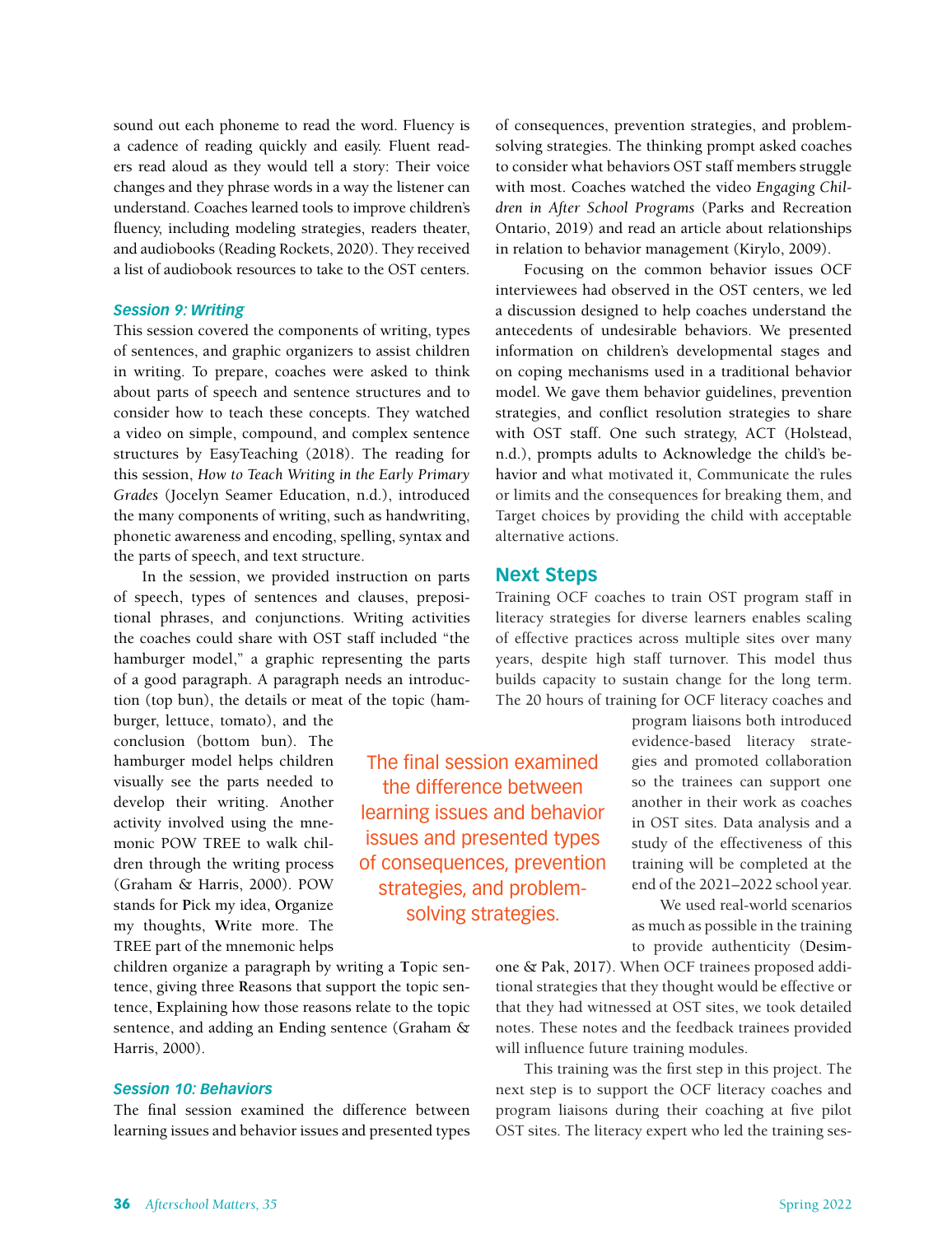sound out each phoneme to read the word. Fluency is a cadence of reading quickly and easily. Fluent readers read aloud as they would tell a story: Their voice changes and they phrase words in a way the listener can understand. Coaches learned tools to improve children's fluency, including modeling strategies, readers theater, and audiobooks (Reading Rockets, 2020). They received a list of audiobook resources to take to the OST centers.

### *Session 9: Writing*

This session covered the components of writing, types of sentences, and graphic organizers to assist children in writing. To prepare, coaches were asked to think about parts of speech and sentence structures and to consider how to teach these concepts. They watched a video on simple, compound, and complex sentence structures by EasyTeaching (2018). The reading for this session, *How to Teach Writing in the Early Primary Grades* (Jocelyn Seamer Education, n.d.), introduced the many components of writing, such as handwriting, phonetic awareness and encoding, spelling, syntax and the parts of speech, and text structure.

In the session, we provided instruction on parts of speech, types of sentences and clauses, prepositional phrases, and conjunctions. Writing activities the coaches could share with OST staff included "the hamburger model," a graphic representing the parts of a good paragraph. A paragraph needs an introduction (top bun), the details or meat of the topic (hamburger, lettuce, tomato), and the conclusion (bottom bun). The hamburger model helps children visually see the parts needed to develop their writing. Another activity involved using the mnemonic POW TREE to walk children through the writing process (Graham & Harris, 2000). POW stands for **P**ick my idea, **O**rganize my thoughts, **W**rite more. The TREE part of the mnemonic helps children organize a paragraph by writing a **T**opic sentence, giving three **R**easons that support the topic sentence, **E**xplaining how those reasons relate to the topic sentence, and adding an **E**nding sentence (Graham & Harris, 2000).

### *Session 10: Behaviors*

The final session examined the difference between learning issues and behavior issues and presented types of consequences, prevention strategies, and problem-solving strategies. The thinking prompt asked coaches to consider what behaviors OST staff members struggle with most. Coaches watched the video *Engaging Children in After School Programs* (Parks and Recreation Ontario, 2019) and read an article about relationships in relation to behavior management (Kirylo, 2009).

Focusing on the common behavior issues OCF interviewees had observed in the OST centers, we led a discussion designed to help coaches understand the antecedents of undesirable behaviors. We presented information on children's developmental stages and on coping mechanisms used in a traditional behavior model. We gave them behavior guidelines, prevention strategies, and conflict resolution strategies to share with OST staff. One such strategy, ACT (Holstead, n.d.), prompts adults to **A**cknowledge the child's behavior and what motivated it, **C**ommunicate the rules or limits and the consequences for breaking them, and **T**arget choices by providing the child with acceptable alternative actions.

> The final session examined the difference between learning issues and behavior issues and presented types of consequences, prevention strategies, and problem-solving strategies.

## Next Steps

Training OCF coaches to train OST program staff in literacy strategies for diverse learners enables scaling of effective practices across multiple sites over many years, despite high staff turnover. This model thus builds capacity to sustain change for the long term. The 20 hours of training for OCF literacy coaches and program liaisons both introduced evidence-based literacy strategies and promoted collaboration so the trainees can support one another in their work as coaches in OST sites. Data analysis and a study of the effectiveness of this training will be completed at the end of the 2021–2022 school year.

We used real-world scenarios as much as possible in the training to provide authenticity (Desimone & Pak, 2017). When OCF trainees proposed additional strategies that they thought would be effective or that they had witnessed at OST sites, we took detailed notes. These notes and the feedback trainees provided will influence future training modules.

This training was the first step in this project. The next step is to support the OCF literacy coaches and program liaisons during their coaching at five pilot OST sites. The literacy expert who led the training ses-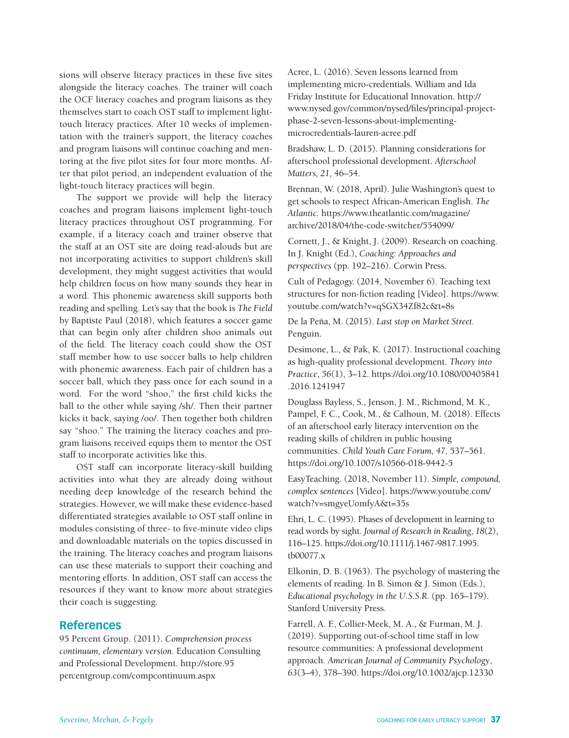sions will observe literacy practices in these five sites alongside the literacy coaches. The trainer will coach the OCF literacy coaches and program liaisons as they themselves start to coach OST staff to implement light-touch literacy practices. After 10 weeks of implementation with the trainer's support, the literacy coaches and program liaisons will continue coaching and mentoring at the five pilot sites for four more months. After that pilot period, an independent evaluation of the light-touch literacy practices will begin.

The support we provide will help the literacy coaches and program liaisons implement light-touch literacy practices throughout OST programming. For example, if a literacy coach and trainer observe that the staff at an OST site are doing read-alouds but are not incorporating activities to support children's skill development, they might suggest activities that would help children focus on how many sounds they hear in a word. This phonemic awareness skill supports both reading and spelling. Let's say that the book is *The Field* by Baptiste Paul (2018), which features a soccer game that can begin only after children shoo animals out of the field. The literacy coach could show the OST staff member how to use soccer balls to help children with phonemic awareness. Each pair of children has a soccer ball, which they pass once for each sound in a word. For the word "shoo," the first child kicks the ball to the other while saying /sh/. Then their partner kicks it back, saying /oo/. Then together both children say "shoo." The training the literacy coaches and program liaisons received equips them to mentor the OST staff to incorporate activities like this.

OST staff can incorporate literacy-skill building activities into what they are already doing without needing deep knowledge of the research behind the strategies. However, we will make these evidence-based differentiated strategies available to OST staff online in modules consisting of three- to five-minute video clips and downloadable materials on the topics discussed in the training. The literacy coaches and program liaisons can use these materials to support their coaching and mentoring efforts. In addition, OST staff can access the resources if they want to know more about strategies their coach is suggesting.

## References

95 Percent Group. (2011). *Comprehension process continuum, elementary version*. Education Consulting and Professional Development. http://store.95percentgroup.com/compcontinuum.aspx

Acree, L. (2016). Seven lessons learned from implementing micro-credentials. William and Ida Friday Institute for Educational Innovation. http://www.nysed.gov/common/nysed/files/principal-project-phase-2-seven-lessons-about-implementing-microcredentials-lauren-acree.pdf

Bradshaw, L. D. (2015). Planning considerations for afterschool professional development. *Afterschool Matters, 21,* 46–54.

Brennan, W. (2018, April). Julie Washington's quest to get schools to respect African-American English. *The Atlantic*. https://www.theatlantic.com/magazine/archive/2018/04/the-code-switcher/554099/

Cornett, J., & Knight, J. (2009). Research on coaching. In J. Knight (Ed.), *Coaching: Approaches and perspectives* (pp. 192–216). Corwin Press.

Cult of Pedagogy. (2014, November 6). Teaching text structures for non-fiction reading [Video]. https://www.youtube.com/watch?v=qSGX34Zf82c&t=8s

De la Peña, M. (2015). *Last stop on Market Street*. Penguin.

Desimone, L., & Pak, K. (2017). Instructional coaching as high-quality professional development. *Theory into Practice*, *56*(1), 3–12. https://doi.org/10.1080/00405841.2016.1241947

Douglass Bayless, S., Jenson, J. M., Richmond, M. K., Pampel, F. C., Cook, M., & Calhoun, M. (2018). Effects of an afterschool early literacy intervention on the reading skills of children in public housing communities. *Child Youth Care Forum, 47,* 537–561. https://doi.org/10.1007/s10566-018-9442-5

EasyTeaching. (2018, November 11). *Simple, compound, complex sentences* [Video]. https://www.youtube.com/watch?v=smgyeUomfyA&t=35s

Ehri, L. C. (1995). Phases of development in learning to read words by sight. *Journal of Research in Reading*, *18*(2), 116–125. https://doi.org/10.1111/j.1467-9817.1995.tb00077.x

Elkonin, D. B. (1963). The psychology of mastering the elements of reading. In B. Simon & J. Simon (Eds.), *Educational psychology in the U.S.S.R.* (pp. 165–179). Stanford University Press.

Farrell, A. F., Collier-Meek, M. A., & Furman, M. J. (2019). Supporting out-of-school time staff in low resource communities: A professional development approach. *American Journal of Community Psychology*, *63*(3–4), 378–390. https://doi.org/10.1002/ajcp.12330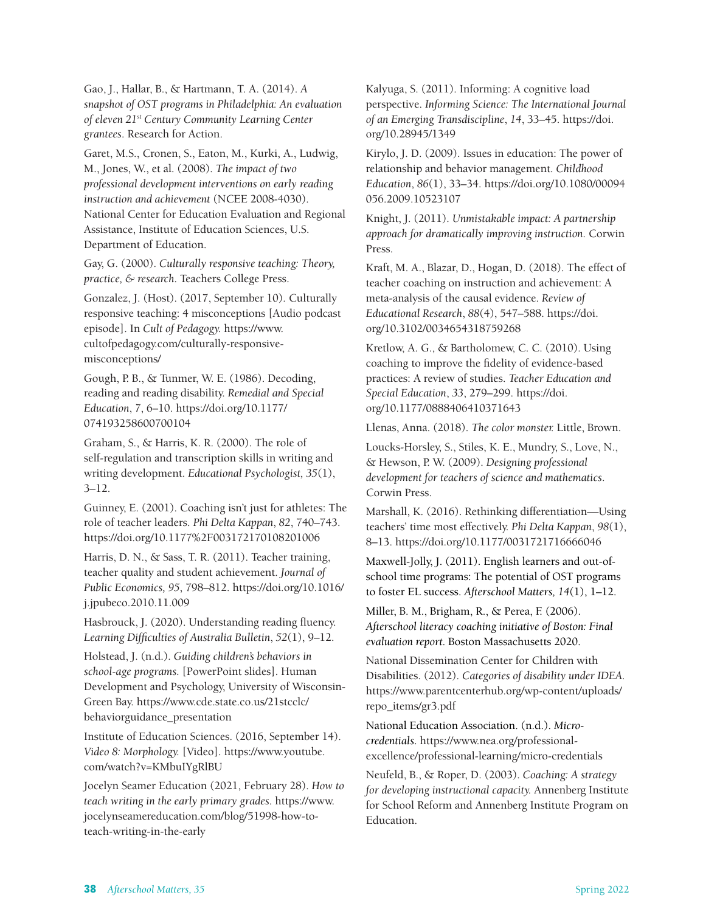Gao, J., Hallar, B., & Hartmann, T. A. (2014). *A snapshot of OST programs in Philadelphia: An evaluation of eleven 21st Century Community Learning Center grantees*. Research for Action.

Garet, M.S., Cronen, S., Eaton, M., Kurki, A., Ludwig, M., Jones, W., et al. (2008). *The impact of two professional development interventions on early reading instruction and achievement* (NCEE 2008-4030). National Center for Education Evaluation and Regional Assistance, Institute of Education Sciences, U.S. Department of Education.

Gay, G. (2000). *Culturally responsive teaching: Theory, practice, & research*. Teachers College Press.

Gonzalez, J. (Host). (2017, September 10). Culturally responsive teaching: 4 misconceptions [Audio podcast episode]. In *Cult of Pedagogy*. https://www.cultofpedagogy.com/culturally-responsive-misconceptions/

Gough, P. B., & Tunmer, W. E. (1986). Decoding, reading and reading disability. *Remedial and Special Education*, *7*, 6–10. https://doi.org/10.1177/074193258600700104

Graham, S., & Harris, K. R. (2000). The role of self-regulation and transcription skills in writing and writing development. *Educational Psychologist, 35*(1), 3–12.

Guinney, E. (2001). Coaching isn't just for athletes: The role of teacher leaders. *Phi Delta Kappan*, *82*, 740–743. https://doi.org/10.1177%2F003172170108201006

Harris, D. N., & Sass, T. R. (2011). Teacher training, teacher quality and student achievement. *Journal of Public Economics, 95*, 798–812. https://doi.org/10.1016/j.jpubeco.2010.11.009

Hasbrouck, J. (2020). Understanding reading fluency. *Learning Difficulties of Australia Bulletin*, *52*(1), 9–12.

Holstead, J. (n.d.). *Guiding children's behaviors in school-age programs.* [PowerPoint slides]. Human Development and Psychology, University of Wisconsin-Green Bay. https://www.cde.state.co.us/21stcclc/behaviorguidance_presentation

Institute of Education Sciences. (2016, September 14). *Video 8: Morphology.* [Video]. https://www.youtube.com/watch?v=KMbuIYgRlBU

Jocelyn Seamer Education (2021, February 28). *How to teach writing in the early primary grades.* https://www.jocelynseamereducation.com/blog/51998-how-to-teach-writing-in-the-early

Kalyuga, S. (2011). Informing: A cognitive load perspective. *Informing Science: The International Journal of an Emerging Transdiscipline*, *14*, 33–45. https://doi.org/10.28945/1349

Kirylo, J. D. (2009). Issues in education: The power of relationship and behavior management. *Childhood Education*, *86*(1), 33–34. https://doi.org/10.1080/00094056.2009.10523107

Knight, J. (2011). *Unmistakable impact: A partnership approach for dramatically improving instruction.* Corwin Press.

Kraft, M. A., Blazar, D., Hogan, D. (2018). The effect of teacher coaching on instruction and achievement: A meta-analysis of the causal evidence. *Review of Educational Research*, *88*(4), 547–588. https://doi.org/10.3102/0034654318759268

Kretlow, A. G., & Bartholomew, C. C. (2010). Using coaching to improve the fidelity of evidence-based practices: A review of studies. *Teacher Education and Special Education*, *33*, 279–299. https://doi.org/10.1177/0888406410371643

Llenas, Anna. (2018). *The color monster.* Little, Brown.

Loucks-Horsley, S., Stiles, K. E., Mundry, S., Love, N., & Hewson, P. W. (2009). *Designing professional development for teachers of science and mathematics*. Corwin Press.

Marshall, K. (2016). Rethinking differentiation—Using teachers' time most effectively. *Phi Delta Kappan*, *98*(1), 8–13. https://doi.org/10.1177/0031721716666046

Maxwell-Jolly, J. (2011). English learners and out-of-school time programs: The potential of OST programs to foster EL success. *Afterschool Matters, 14*(1), 1–12.

Miller, B. M., Brigham, R., & Perea, F. (2006). *Afterschool literacy coaching initiative of Boston: Final evaluation report.* Boston Massachusetts 2020.

National Dissemination Center for Children with Disabilities. (2012). *Categories of disability under IDEA.* https://www.parentcenterhub.org/wp-content/uploads/repo_items/gr3.pdf

National Education Association. (n.d.). *Micro-credentials*. https://www.nea.org/professional-excellence/professional-learning/micro-credentials

Neufeld, B., & Roper, D. (2003). *Coaching: A strategy for developing instructional capacity.* Annenberg Institute for School Reform and Annenberg Institute Program on Education.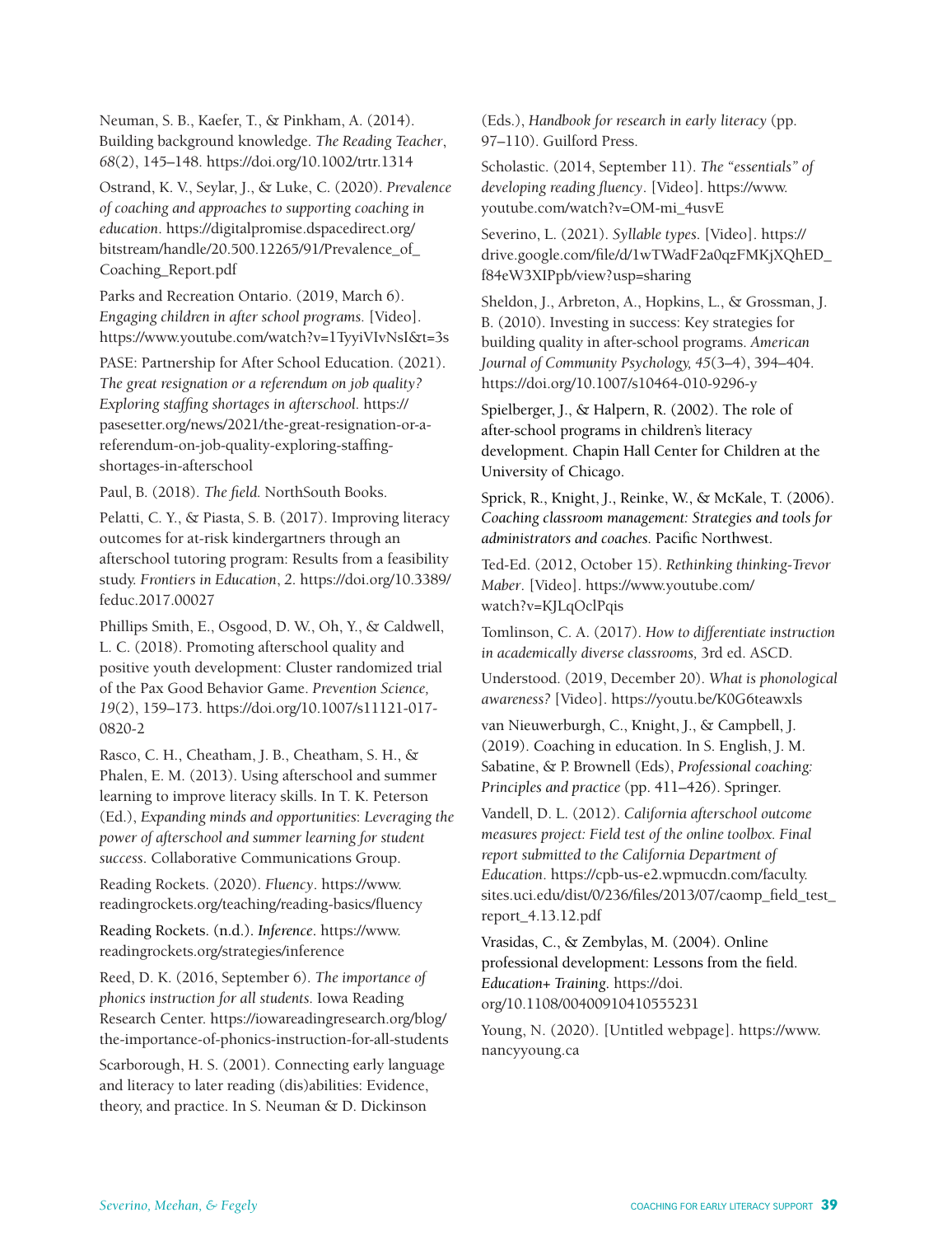Neuman, S. B., Kaefer, T., & Pinkham, A. (2014). Building background knowledge. *The Reading Teacher*, *68*(2), 145–148. https://doi.org/10.1002/trtr.1314

Ostrand, K. V., Seylar, J., & Luke, C. (2020). *Prevalence of coaching and approaches to supporting coaching in education*. https://digitalpromise.dspacedirect.org/bitstream/handle/20.500.12265/91/Prevalence_of_Coaching_Report.pdf

Parks and Recreation Ontario. (2019, March 6). *Engaging children in after school programs.* [Video]. https://www.youtube.com/watch?v=1TyyiVIvNsI&t=3s

PASE: Partnership for After School Education. (2021). *The great resignation or a referendum on job quality? Exploring staffing shortages in afterschool*. https://pasesetter.org/news/2021/the-great-resignation-or-a-referendum-on-job-quality-exploring-staffing-shortages-in-afterschool

Paul, B. (2018). *The field.* NorthSouth Books.

Pelatti, C. Y., & Piasta, S. B. (2017). Improving literacy outcomes for at-risk kindergartners through an afterschool tutoring program: Results from a feasibility study. *Frontiers in Education*, *2*. https://doi.org/10.3389/feduc.2017.00027

Phillips Smith, E., Osgood, D. W., Oh, Y., & Caldwell, L. C. (2018). Promoting afterschool quality and positive youth development: Cluster randomized trial of the Pax Good Behavior Game. *Prevention Science, 19*(2), 159–173. https://doi.org/10.1007/s11121-017-0820-2

Rasco, C. H., Cheatham, J. B., Cheatham, S. H., & Phalen, E. M. (2013). Using afterschool and summer learning to improve literacy skills. In T. K. Peterson (Ed.), *Expanding minds and opportunities: Leveraging the power of afterschool and summer learning for student success*. Collaborative Communications Group.

Reading Rockets. (2020). *Fluency*. https://www.readingrockets.org/teaching/reading-basics/fluency

Reading Rockets. (n.d.). *Inference*. https://www.readingrockets.org/strategies/inference

Reed, D. K. (2016, September 6). *The importance of phonics instruction for all students.* Iowa Reading Research Center. https://iowareadingresearch.org/blog/the-importance-of-phonics-instruction-for-all-students

Scarborough, H. S. (2001). Connecting early language and literacy to later reading (dis)abilities: Evidence, theory, and practice. In S. Neuman & D. Dickinson (Eds.), *Handbook for research in early literacy* (pp. 97–110). Guilford Press.

Scholastic. (2014, September 11). *The "essentials" of developing reading fluency*. [Video]. https://www.youtube.com/watch?v=OM-mi_4usvE

Severino, L. (2021). *Syllable types.* [Video]. https://drive.google.com/file/d/1wTWadF2a0qzFMKjXQhED_f84eW3XIPpb/view?usp=sharing

Sheldon, J., Arbreton, A., Hopkins, L., & Grossman, J. B. (2010). Investing in success: Key strategies for building quality in after-school programs. *American Journal of Community Psychology, 45*(3–4), 394–404. https://doi.org/10.1007/s10464-010-9296-y

Spielberger, J., & Halpern, R. (2002). The role of after-school programs in children's literacy development. Chapin Hall Center for Children at the University of Chicago.

Sprick, R., Knight, J., Reinke, W., & McKale, T. (2006). *Coaching classroom management: Strategies and tools for administrators and coaches.* Pacific Northwest.

Ted-Ed. (2012, October 15). *Rethinking thinking-Trevor Maber*. [Video]. https://www.youtube.com/watch?v=KJLqOclPqis

Tomlinson, C. A. (2017). *How to differentiate instruction in academically diverse classrooms,* 3rd ed. ASCD.

Understood. (2019, December 20). *What is phonological awareness?* [Video]. https://youtu.be/K0G6teawxls

van Nieuwerburgh, C., Knight, J., & Campbell, J. (2019). Coaching in education. In S. English, J. M. Sabatine, & P. Brownell (Eds), *Professional coaching: Principles and practice* (pp. 411–426). Springer.

Vandell, D. L. (2012). *California afterschool outcome measures project: Field test of the online toolbox. Final report submitted to the California Department of Education*. https://cpb-us-e2.wpmucdn.com/faculty.sites.uci.edu/dist/0/236/files/2013/07/caomp_field_test_report_4.13.12.pdf

Vrasidas, C., & Zembylas, M. (2004). Online professional development: Lessons from the field. *Education+ Training*. https://doi.org/10.1108/00400910410555231

Young, N. (2020). [Untitled webpage]. https://www.nancyyoung.ca